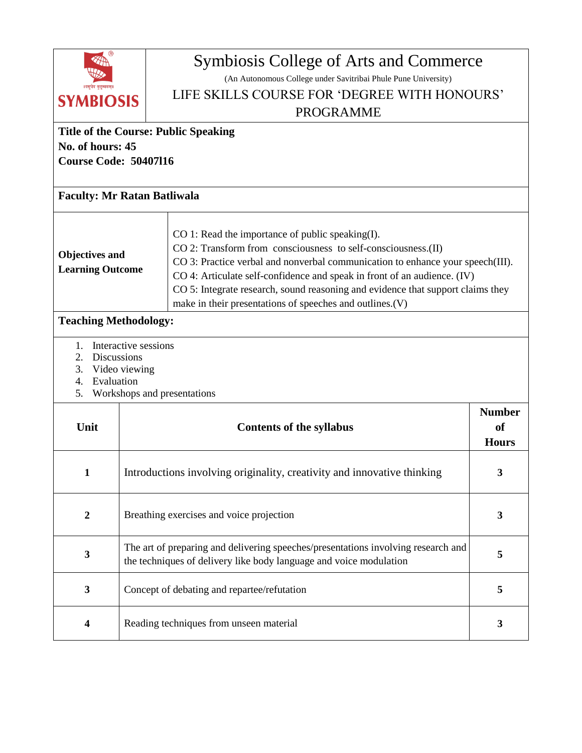# Symbiosis College of Arts and Commerce

(An Autonomous College under Savitribai Phule Pune University)

## LIFE SKILLS COURSE FOR 'DEGREE WITH HONOURS' PROGRAMME

**Title of the Course: Public Speaking**
**No. of hours: 45**
**Course Code: 50407l16**

**Faculty: Mr Ratan Batliwala**

| **Objectives and Learning Outcome** | CO 1: Read the importance of public speaking(I).<br>CO 2: Transform from consciousness to self-consciousness.(II)<br>CO 3: Practice verbal and nonverbal communication to enhance your speech(III).<br>CO 4: Articulate self-confidence and speak in front of an audience. (IV)<br>CO 5: Integrate research, sound reasoning and evidence that support claims they make in their presentations of speeches and outlines.(V) |
|---|---|

**Teaching Methodology:**

1. Interactive sessions
2. Discussions
3. Video viewing
4. Evaluation
5. Workshops and presentations

| Unit | Contents of the syllabus | Number of Hours |
|---|---|---|
| **1** | Introductions involving originality, creativity and innovative thinking | **3** |
| **2** | Breathing exercises and voice projection | **3** |
| **3** | The art of preparing and delivering speeches/presentations involving research and the techniques of delivery like body language and voice modulation | **5** |
| **3** | Concept of debating and repartee/refutation | **5** |
| **4** | Reading techniques from unseen material | **3** |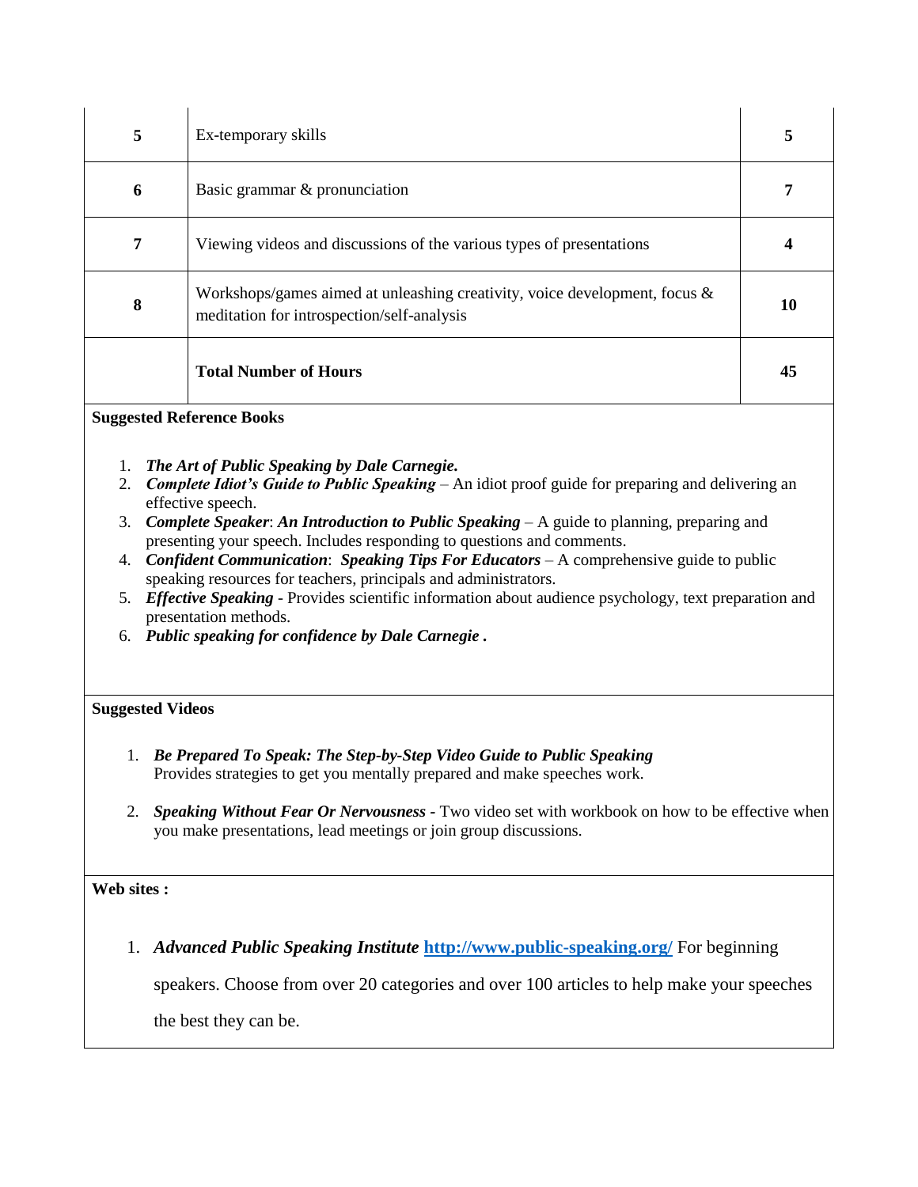| | | |
|---|---|---|
| **5** | Ex-temporary skills | **5** |
| **6** | Basic grammar & pronunciation | **7** |
| **7** | Viewing videos and discussions of the various types of presentations | **4** |
| **8** | Workshops/games aimed at unleashing creativity, voice development, focus & meditation for introspection/self-analysis | **10** |
| | **Total Number of Hours** | **45** |

**Suggested Reference Books**

1. ***The Art of Public Speaking by Dale Carnegie.***
2. ***Complete Idiot's Guide to Public Speaking*** – An idiot proof guide for preparing and delivering an effective speech.
3. ***Complete Speaker***: ***An Introduction to Public Speaking*** – A guide to planning, preparing and presenting your speech. Includes responding to questions and comments.
4. ***Confident Communication***: ***Speaking Tips For Educators*** – A comprehensive guide to public speaking resources for teachers, principals and administrators.
5. ***Effective Speaking*** - Provides scientific information about audience psychology, text preparation and presentation methods.
6. ***Public speaking for confidence by Dale Carnegie .***

**Suggested Videos**

1. ***Be Prepared To Speak: The Step-by-Step Video Guide to Public Speaking***
   Provides strategies to get you mentally prepared and make speeches work.

2. ***Speaking Without Fear Or Nervousness*** - Two video set with workbook on how to be effective when you make presentations, lead meetings or join group discussions.

**Web sites :**

1. ***Advanced Public Speaking Institute*** **[http://www.public-speaking.org/](http://www.public-speaking.org/)** For beginning speakers. Choose from over 20 categories and over 100 articles to help make your speeches the best they can be.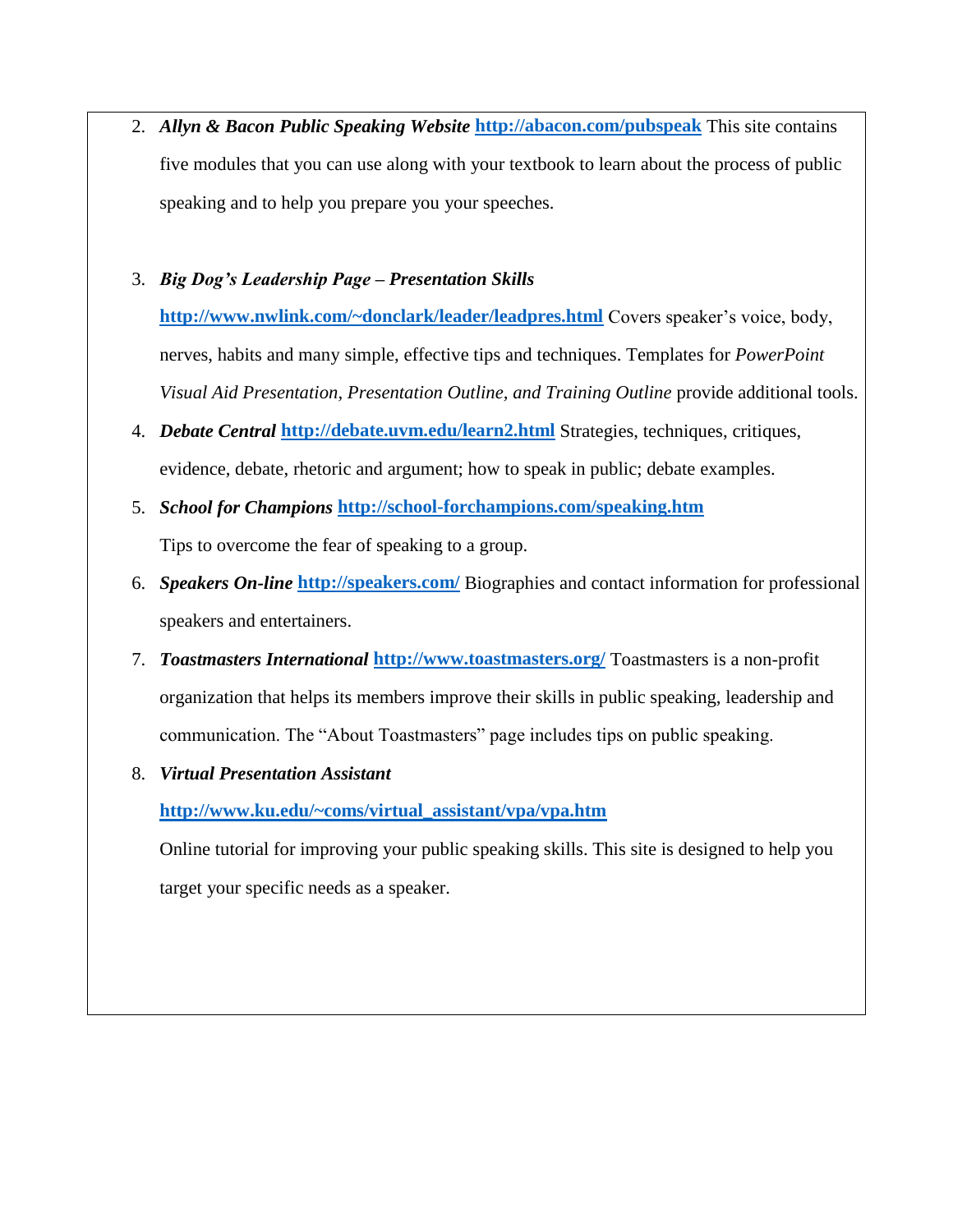2. ***Allyn & Bacon Public Speaking Website*** **http://abacon.com/pubspeak** This site contains five modules that you can use along with your textbook to learn about the process of public speaking and to help you prepare you your speeches.

3. ***Big Dog's Leadership Page – Presentation Skills*** **http://www.nwlink.com/~donclark/leader/leadpres.html** Covers speaker's voice, body, nerves, habits and many simple, effective tips and techniques. Templates for *PowerPoint Visual Aid Presentation, Presentation Outline, and Training Outline* provide additional tools.

4. ***Debate Central*** **http://debate.uvm.edu/learn2.html** Strategies, techniques, critiques, evidence, debate, rhetoric and argument; how to speak in public; debate examples.

5. ***School for Champions*** **http://school-forchampions.com/speaking.htm** Tips to overcome the fear of speaking to a group.

6. ***Speakers On-line*** **http://speakers.com/** Biographies and contact information for professional speakers and entertainers.

7. ***Toastmasters International*** **http://www.toastmasters.org/** Toastmasters is a non-profit organization that helps its members improve their skills in public speaking, leadership and communication. The "About Toastmasters" page includes tips on public speaking.

8. ***Virtual Presentation Assistant*** **http://www.ku.edu/~coms/virtual_assistant/vpa/vpa.htm** Online tutorial for improving your public speaking skills. This site is designed to help you target your specific needs as a speaker.